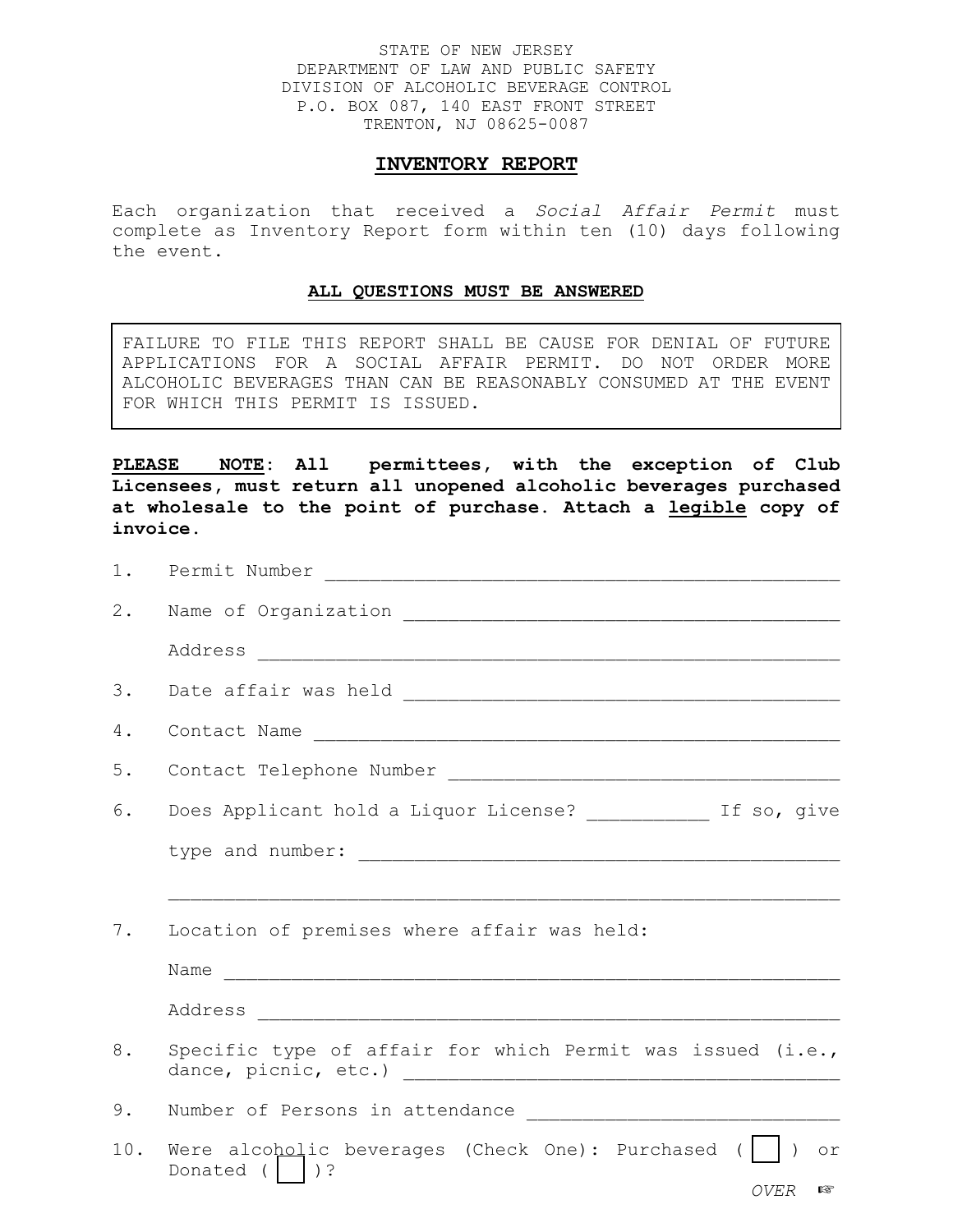STATE OF NEW JERSEY
DEPARTMENT OF LAW AND PUBLIC SAFETY
DIVISION OF ALCOHOLIC BEVERAGE CONTROL
P.O. BOX 087, 140 EAST FRONT STREET
TRENTON, NJ 08625-0087

# INVENTORY REPORT

Each organization that received a *Social Affair Permit* must complete as Inventory Report form within ten (10) days following the event.

**ALL QUESTIONS MUST BE ANSWERED**

> FAILURE TO FILE THIS REPORT SHALL BE CAUSE FOR DENIAL OF FUTURE APPLICATIONS FOR A SOCIAL AFFAIR PERMIT. DO NOT ORDER MORE ALCOHOLIC BEVERAGES THAN CAN BE REASONABLY CONSUMED AT THE EVENT FOR WHICH THIS PERMIT IS ISSUED.

**PLEASE NOTE: All permittees, with the exception of Club Licensees, must return all unopened alcoholic beverages purchased at wholesale to the point of purchase. Attach a legible copy of invoice.**

1. Permit Number ______________________________________________

2. Name of Organization ________________________________________

   Address ____________________________________________________

3. Date affair was held ________________________________________

4. Contact Name ______________________________________________

5. Contact Telephone Number ____________________________________

6. Does Applicant hold a Liquor License? __________ If so, give

   type and number: ___________________________________________

   ____________________________________________________________

7. Location of premises where affair was held:

   Name _______________________________________________________

   Address ____________________________________________________

8. Specific type of affair for which Permit was issued (i.e., dance, picnic, etc.) ________________________________________

9. Number of Persons in attendance ______________________________

10. Were alcoholic beverages (Check One): Purchased ( ☐ ) or Donated ( ☐ )?

*OVER* ☞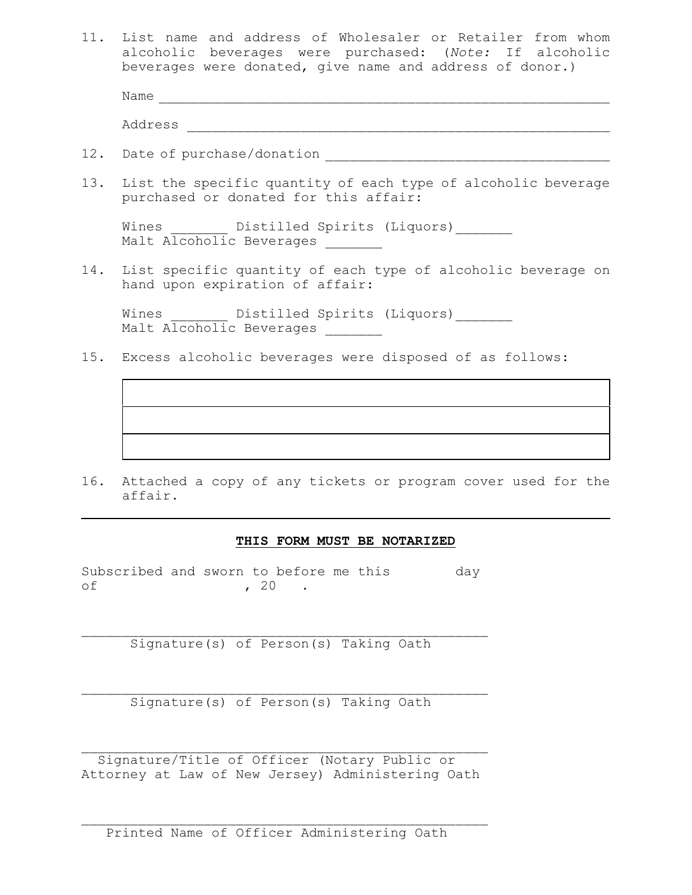11. List name and address of Wholesaler or Retailer from whom alcoholic beverages were purchased: (*Note:* If alcoholic beverages were donated, give name and address of donor.)

    Name ________________________________________________________

    Address _____________________________________________________

12. Date of purchase/donation ____________________________________

13. List the specific quantity of each type of alcoholic beverage purchased or donated for this affair:

    Wines _______ Distilled Spirits (Liquors)_______
    Malt Alcoholic Beverages _______

14. List specific quantity of each type of alcoholic beverage on hand upon expiration of affair:

    Wines _______ Distilled Spirits (Liquors)_______
    Malt Alcoholic Beverages _______

15. Excess alcoholic beverages were disposed of as follows:

| |
|---|
| |
| |
| |

16. Attached a copy of any tickets or program cover used for the affair.

---

**THIS FORM MUST BE NOTARIZED**

Subscribed and sworn to before me this        day of                    , 20    .

_____________________________________________
Signature(s) of Person(s) Taking Oath

_____________________________________________
Signature(s) of Person(s) Taking Oath

_____________________________________________
Signature/Title of Officer (Notary Public or Attorney at Law of New Jersey) Administering Oath

_____________________________________________
Printed Name of Officer Administering Oath